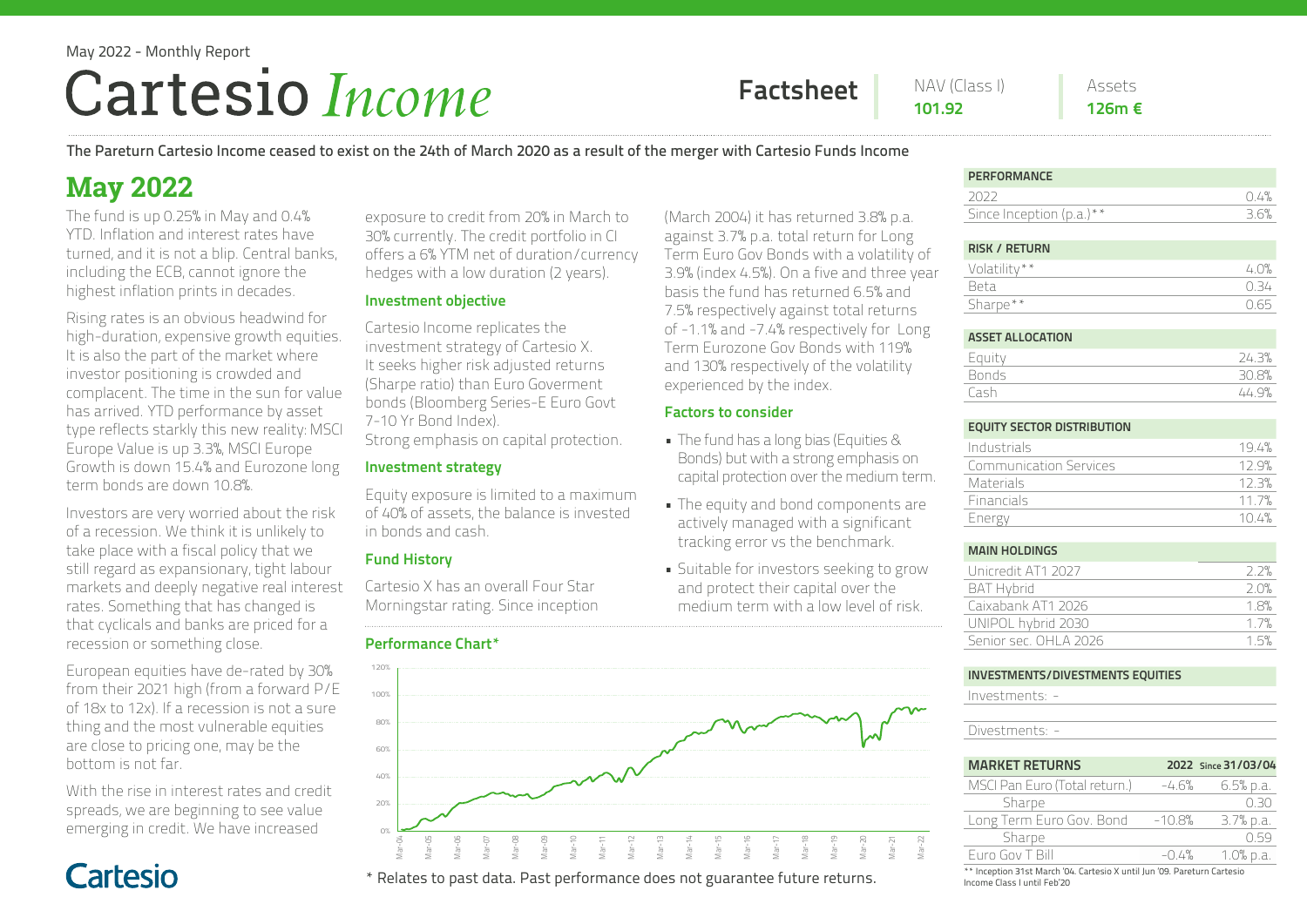May 2022 - Monthly Report

# Cartesio *Income*

**Factsheet**

NAV (Class I) **101.92**

Assets **126m €**

**The Pareturn Cartesio Income ceased to exist on the 24th of March 2020 as a result of the merger with Cartesio Funds Income**

## May 2022

The fund is up 0.25% in May and 0.4% YTD. Inflation and interest rates have turned, and it is not a blip. Central banks, including the ECB, cannot ignore the highest inflation prints in decades.

Rising rates is an obvious headwind for high-duration, expensive growth equities. It is also the part of the market where investor positioning is crowded and complacent. The time in the sun for value has arrived. YTD performance by asset type reflects starkly this new reality: MSCI Europe Value is up 3.3%, MSCI Europe Growth is down 15.4% and Eurozone long term bonds are down 10.8%.

Investors are very worried about the risk of a recession. We think it is unlikely to take place with a fiscal policy that we still regard as expansionary, tight labour markets and deeply negative real interest rates. Something that has changed is that cyclicals and banks are priced for a recession or something close.

European equities have de-rated by 30% from their 2021 high (from a forward P/E of 18x to 12x). If a recession is not a sure thing and the most vulnerable equities are close to pricing one, may be the bottom is not far.

With the rise in interest rates and credit spreads, we are beginning to see value emerging in credit. We have increased exposure to credit from 20% in March to 30% currently. The credit portfolio in CI offers a 6% YTM net of duration/currency hedges with a low duration (2 years).

### Investment objective

Cartesio Income replicates the investment strategy of Cartesio X. It seeks higher risk adjusted returns (Sharpe ratio) than Euro Goverment bonds (Bloomberg Series-E Euro Govt 7-10 Yr Bond Index).
Strong emphasis on capital protection.

### Investment strategy

Equity exposure is limited to a maximum of 40% of assets, the balance is invested in bonds and cash.

### Fund History

Cartesio X has an overall Four Star Morningstar rating. Since inception (March 2004) it has returned 3.8% p.a. against 3.7% p.a. total return for Long Term Euro Gov Bonds with a volatility of 3.9% (index 4.5%). On a five and three year basis the fund has returned 6.5% and 7.5% respectively against total returns of -1.1% and -7.4% respectively for Long Term Eurozone Gov Bonds with 119% and 130% respectively of the volatility experienced by the index.

### Factors to consider

- The fund has a long bias (Equities & Bonds) but with a strong emphasis on capital protection over the medium term.
- The equity and bond components are actively managed with a significant tracking error vs the benchmark.
- Suitable for investors seeking to grow and protect their capital over the medium term with a low level of risk.

### Performance Chart*

\* Relates to past data. Past performance does not guarantee future returns.

| PERFORMANCE | |
|---|---|
| 2022 | 0.4% |
| Since Inception (p.a.)** | 3.6% |

| RISK / RETURN | |
|---|---|
| Volatility** | 4.0% |
| Beta | 0.34 |
| Sharpe** | 0.65 |

| ASSET ALLOCATION | |
|---|---|
| Equity | 24.3% |
| Bonds | 30.8% |
| Cash | 44.9% |

| EQUITY SECTOR DISTRIBUTION | |
|---|---|
| Industrials | 19.4% |
| Communication Services | 12.9% |
| Materials | 12.3% |
| Financials | 11.7% |
| Energy | 10.4% |

| MAIN HOLDINGS | |
|---|---|
| Unicredit AT1 2027 | 2.2% |
| BAT Hybrid | 2.0% |
| Caixabank AT1 2026 | 1.8% |
| UNIPOL hybrid 2030 | 1.7% |
| Senior sec. OHLA 2026 | 1.5% |

**INVESTMENTS/DIVESTMENTS EQUITIES**

Investments: -

Divestments: -

| MARKET RETURNS | 2022 | Since 31/03/04 |
|---|---|---|
| MSCI Pan Euro (Total return.) | -4.6% | 6.5% p.a. |
| Sharpe | | 0.30 |
| Long Term Euro Gov. Bond | -10.8% | 3.7% p.a. |
| Sharpe | | 0.59 |
| Euro Gov T Bill | -0.4% | 1.0% p.a. |

\*\* Inception 31st March '04. Cartesio X until Jun '09. Pareturn Cartesio Income Class I until Feb'20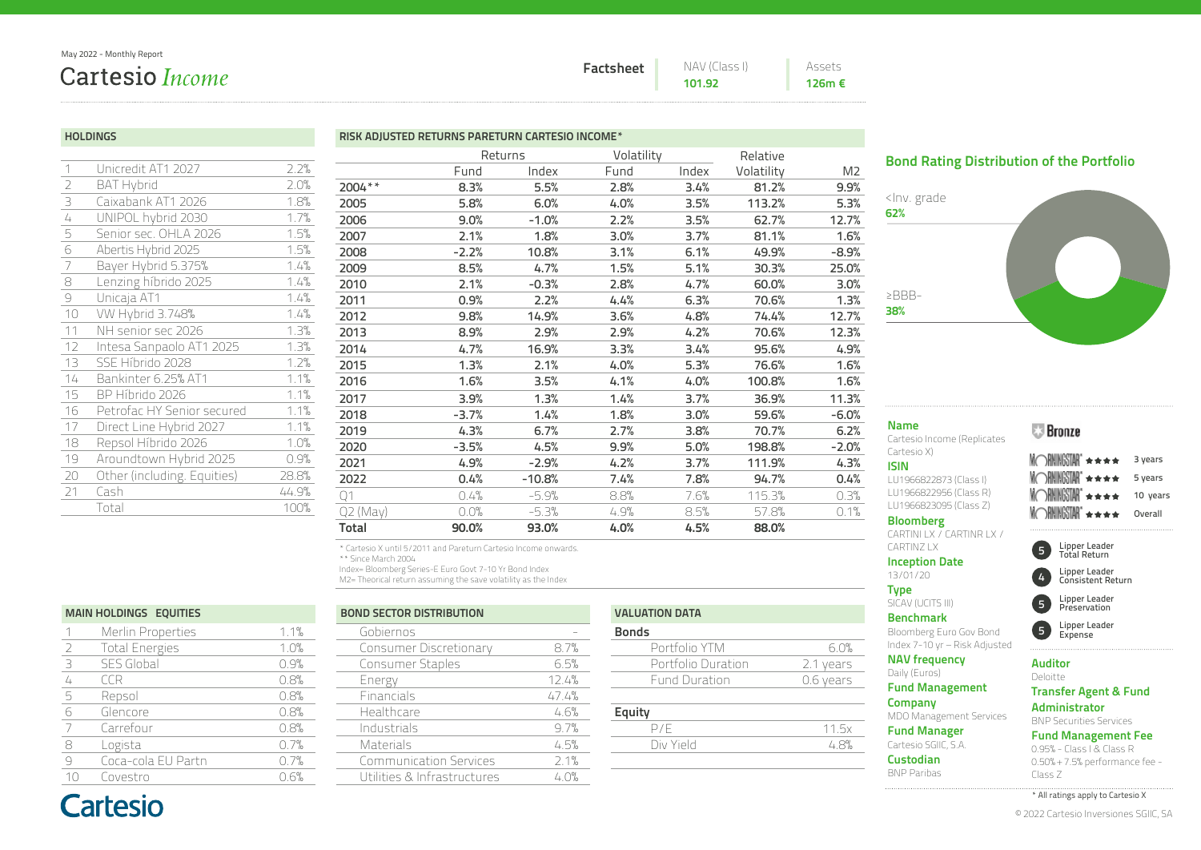May 2022 - Monthly Report

# Cartesio *Income*

**Factsheet** | NAV (Class I) **101.92** | Assets **126m €**

## HOLDINGS

| | | |
|---|---|---|
| 1 | Unicredit AT1 2027 | 2.2% |
| 2 | BAT Hybrid | 2.0% |
| 3 | Caixabank AT1 2026 | 1.8% |
| 4 | UNIPOL hybrid 2030 | 1.7% |
| 5 | Senior sec. OHLA 2026 | 1.5% |
| 6 | Abertis Hybrid 2025 | 1.5% |
| 7 | Bayer Hybrid 5.375% | 1.4% |
| 8 | Lenzing híbrido 2025 | 1.4% |
| 9 | Unicaja AT1 | 1.4% |
| 10 | VW Hybrid 3.748% | 1.4% |
| 11 | NH senior sec 2026 | 1.3% |
| 12 | Intesa Sanpaolo AT1 2025 | 1.3% |
| 13 | SSE Híbrido 2028 | 1.2% |
| 14 | Bankinter 6.25% AT1 | 1.1% |
| 15 | BP Híbrido 2026 | 1.1% |
| 16 | Petrofac HY Senior secured | 1.1% |
| 17 | Direct Line Hybrid 2027 | 1.1% |
| 18 | Repsol Híbrido 2026 | 1.0% |
| 19 | Aroundtown Hybrid 2025 | 0.9% |
| 20 | Other (including. Equities) | 28.8% |
| 21 | Cash | 44.9% |
| | Total | 100% |

## RISK ADJUSTED RETURNS PARETURN CARTESIO INCOME*

| | Returns | | Volatility | | Relative | |
|---|---|---|---|---|---|---|
| | Fund | Index | Fund | Index | Volatility | M2 |
| 2004** | 8.3% | 5.5% | 2.8% | 3.4% | 81.2% | 9.9% |
| 2005 | 5.8% | 6.0% | 4.0% | 3.5% | 113.2% | 5.3% |
| 2006 | 9.0% | -1.0% | 2.2% | 3.5% | 62.7% | 12.7% |
| 2007 | 2.1% | 1.8% | 3.0% | 3.7% | 81.1% | 1.6% |
| 2008 | -2.2% | 10.8% | 3.1% | 6.1% | 49.9% | -8.9% |
| 2009 | 8.5% | 4.7% | 1.5% | 5.1% | 30.3% | 25.0% |
| 2010 | 2.1% | -0.3% | 2.8% | 4.7% | 60.0% | 3.0% |
| 2011 | 0.9% | 2.2% | 4.4% | 6.3% | 70.6% | 1.3% |
| 2012 | 9.8% | 14.9% | 3.6% | 4.8% | 74.4% | 12.7% |
| 2013 | 8.9% | 2.9% | 2.9% | 4.2% | 70.6% | 12.3% |
| 2014 | 4.7% | 16.9% | 3.3% | 3.4% | 95.6% | 4.9% |
| 2015 | 1.3% | 2.1% | 4.0% | 5.3% | 76.6% | 1.6% |
| 2016 | 1.6% | 3.5% | 4.1% | 4.0% | 100.8% | 1.6% |
| 2017 | 3.9% | 1.3% | 1.4% | 3.7% | 36.9% | 11.3% |
| 2018 | -3.7% | 1.4% | 1.8% | 3.0% | 59.6% | -6.0% |
| 2019 | 4.3% | 6.7% | 2.7% | 3.8% | 70.7% | 6.2% |
| 2020 | -3.5% | 4.5% | 9.9% | 5.0% | 198.8% | -2.0% |
| 2021 | 4.9% | -2.9% | 4.2% | 3.7% | 111.9% | 4.3% |
| 2022 | 0.4% | -10.8% | 7.4% | 7.8% | 94.7% | 0.4% |
| Q1 | 0.4% | -5.9% | 8.8% | 7.6% | 115.3% | 0.3% |
| Q2 (May) | 0.0% | -5.3% | 4.9% | 8.5% | 57.8% | 0.1% |
| **Total** | **90.0%** | **93.0%** | **4.0%** | **4.5%** | **88.0%** | |

\* Cartesio X until 5/2011 and Pareturn Cartesio Income onwards.
\*\* Since March 2004
Index= Bloomberg Series-E Euro Govt 7-10 Yr Bond Index
M2= Theorical return assuming the save volatility as the Index

## Bond Rating Distribution of the Portfolio

<Inv. grade
62%

≥BBB-
38%

## MAIN HOLDINGS EQUITIES

| | | |
|---|---|---|
| 1 | Merlin Properties | 1.1% |
| 2 | Total Energies | 1.0% |
| 3 | SES Global | 0.9% |
| 4 | CCR | 0.8% |
| 5 | Repsol | 0.8% |
| 6 | Glencore | 0.8% |
| 7 | Carrefour | 0.8% |
| 8 | Logista | 0.7% |
| 9 | Coca-cola EU Partn | 0.7% |
| 10 | Covestro | 0.6% |

## BOND SECTOR DISTRIBUTION

| | |
|---|---|
| Gobiernos | - |
| Consumer Discretionary | 8.7% |
| Consumer Staples | 6.5% |
| Energy | 12.4% |
| Financials | 47.4% |
| Healthcare | 4.6% |
| Industrials | 9.7% |
| Materials | 4.5% |
| Communication Services | 2.1% |
| Utilities & Infrastructures | 4.0% |

## VALUATION DATA

| | |
|---|---|
| **Bonds** | |
| Portfolio YTM | 6.0% |
| Portfolio Duration | 2.1 years |
| Fund Duration | 0.6 years |
| **Equity** | |
| P/E | 11.5x |
| Div Yield | 4.8% |

**Name**
Cartesio Income (Replicates Cartesio X)

**ISIN**
LU1966822873 (Class I)
LU1966822956 (Class R)
LU1966823095 (Class Z)

**Bloomberg**
CARTINI LX / CARTINR LX / CARTINZ LX

**Inception Date**
13/01/20

**Type**
SICAV (UCITS III)

**Benchmark**
Bloomberg Euro Gov Bond Index 7-10 yr – Risk Adjusted

**NAV frequency**
Daily (Euros)

**Fund Management Company**
MDO Management Services

**Fund Manager**
Cartesio SGIIC, S.A.

**Custodian**
BNP Paribas

Bronze

MORNINGSTAR ★★★★ 3 years
MORNINGSTAR ★★★★ 5 years
MORNINGSTAR ★★★★ 10 years
MORNINGSTAR ★★★★ Overall

5 Lipper Leader Total Return
4 Lipper Leader Consistent Return
5 Lipper Leader Preservation
5 Lipper Leader Expense

**Auditor**
Deloitte

**Transfer Agent & Fund Administrator**
BNP Securities Services

**Fund Management Fee**
0.95% - Class I & Class R
0.50% + 7.5% performance fee - Class Z

\* All ratings apply to Cartesio X

Cartesio

© 2022 Cartesio Inversiones SGIIC, SA